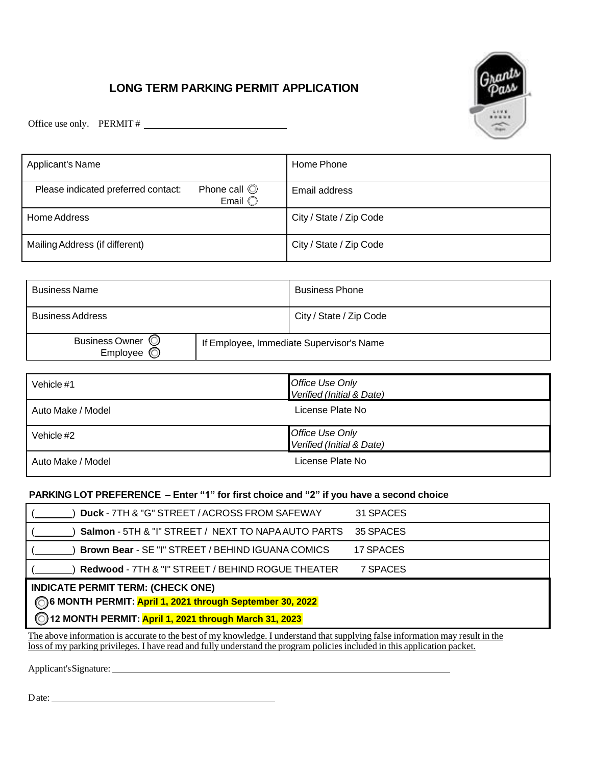# LONG TERM PARKING PERMIT APPLICATION

Office use only. PERMIT # ______________________________

| Applicant's Name | Home Phone |
|---|---|
| Please indicated preferred contact: Phone call ◎ Email ◯ | Email address |
| Home Address | City / State / Zip Code |
| Mailing Address (if different) | City / State / Zip Code |

| Business Name | Business Phone |
|---|---|
| Business Address | City / State / Zip Code |
| Business Owner ◎ Employee ◎ | If Employee, Immediate Supervisor's Name |

| Vehicle #1 | *Office Use Only Verified (Initial & Date)* |
|---|---|
| Auto Make / Model | License Plate No |
| Vehicle #2 | *Office Use Only Verified (Initial & Date)* |
| Auto Make / Model | License Plate No |

**PARKING LOT PREFERENCE – Enter "1" for first choice and "2" if you have a second choice**

| Preference | Lot | Spaces |
|---|---|---|
| (_______) | **Duck** - 7TH & "G" STREET / ACROSS FROM SAFEWAY | 31 SPACES |
| (_______) | **Salmon** - 5TH & "I" STREET / NEXT TO NAPA AUTO PARTS | 35 SPACES |
| (_______) | **Brown Bear** - SE "I" STREET / BEHIND IGUANA COMICS | 17 SPACES |
| (_______) | **Redwood** - 7TH & "I" STREET / BEHIND ROGUE THEATER | 7 SPACES |

**INDICATE PERMIT TERM: (CHECK ONE)**

◎ **6 MONTH PERMIT: April 1, 2021 through September 30, 2022**

◎ **12 MONTH PERMIT: April 1, 2021 through March 31, 2023**

The above information is accurate to the best of my knowledge. I understand that supplying false information may result in the loss of my parking privileges. I have read and fully understand the program policies included in this application packet.

Applicant's Signature: ____________________________________________

Date: ______________________________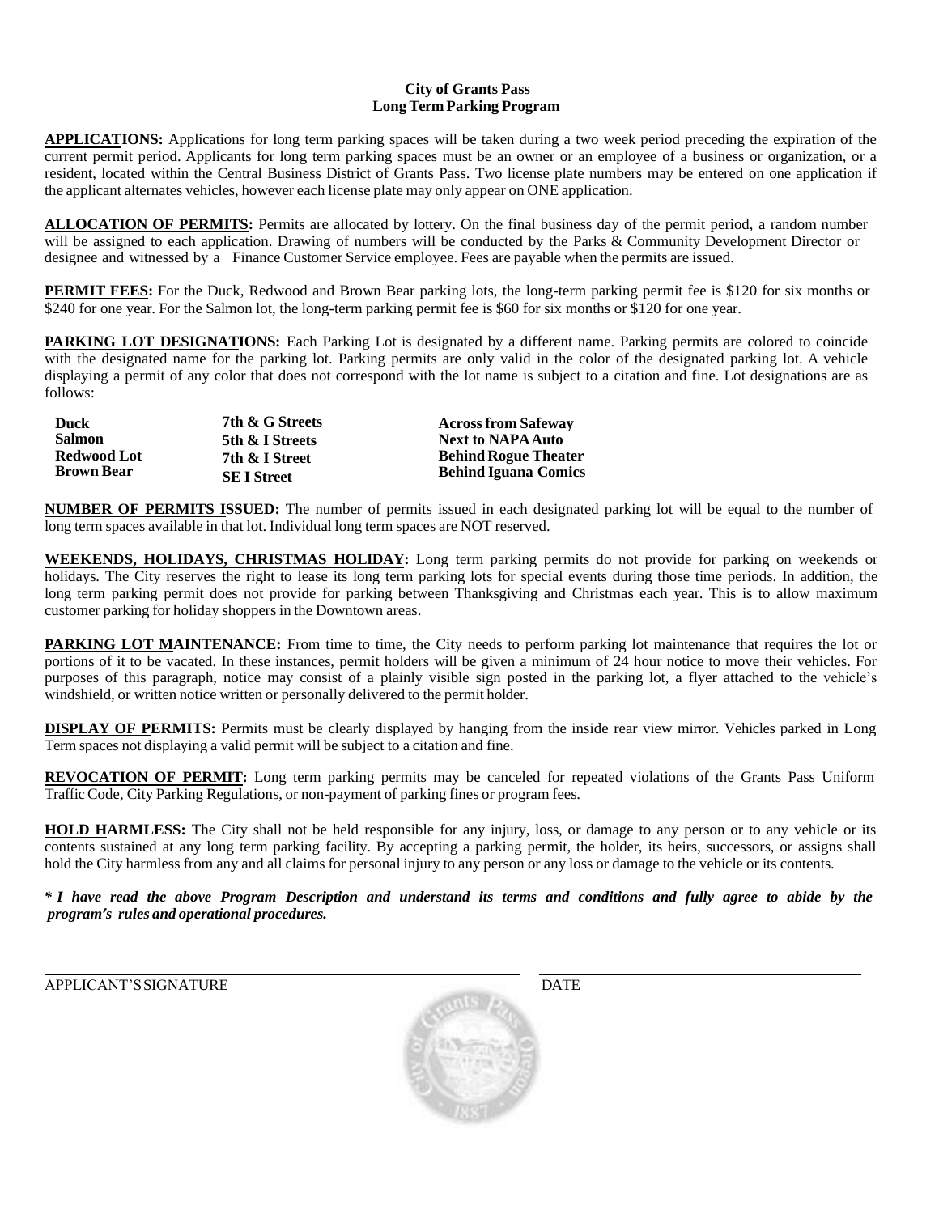**City of Grants Pass**
**Long Term Parking Program**

**APPLICATIONS:** Applications for long term parking spaces will be taken during a two week period preceding the expiration of the current permit period. Applicants for long term parking spaces must be an owner or an employee of a business or organization, or a resident, located within the Central Business District of Grants Pass. Two license plate numbers may be entered on one application if the applicant alternates vehicles, however each license plate may only appear on ONE application.

**ALLOCATION OF PERMITS:** Permits are allocated by lottery. On the final business day of the permit period, a random number will be assigned to each application. Drawing of numbers will be conducted by the Parks & Community Development Director or designee and witnessed by a Finance Customer Service employee. Fees are payable when the permits are issued.

**PERMIT FEES:** For the Duck, Redwood and Brown Bear parking lots, the long-term parking permit fee is $120 for six months or $240 for one year. For the Salmon lot, the long-term parking permit fee is $60 for six months or $120 for one year.

**PARKING LOT DESIGNATIONS:** Each Parking Lot is designated by a different name. Parking permits are colored to coincide with the designated name for the parking lot. Parking permits are only valid in the color of the designated parking lot. A vehicle displaying a permit of any color that does not correspond with the lot name is subject to a citation and fine. Lot designations are as follows:

| | | |
|---|---|---|
| **Duck** | **7th & G Streets** | **Across from Safeway** |
| **Salmon** | **5th & I Streets** | **Next to NAPA Auto** |
| **Redwood Lot** | **7th & I Street** | **Behind Rogue Theater** |
| **Brown Bear** | **SE I Street** | **Behind Iguana Comics** |

**NUMBER OF PERMITS ISSUED:** The number of permits issued in each designated parking lot will be equal to the number of long term spaces available in that lot. Individual long term spaces are NOT reserved.

**WEEKENDS, HOLIDAYS, CHRISTMAS HOLIDAY:** Long term parking permits do not provide for parking on weekends or holidays. The City reserves the right to lease its long term parking lots for special events during those time periods. In addition, the long term parking permit does not provide for parking between Thanksgiving and Christmas each year. This is to allow maximum customer parking for holiday shoppers in the Downtown areas.

**PARKING LOT MAINTENANCE:** From time to time, the City needs to perform parking lot maintenance that requires the lot or portions of it to be vacated. In these instances, permit holders will be given a minimum of 24 hour notice to move their vehicles. For purposes of this paragraph, notice may consist of a plainly visible sign posted in the parking lot, a flyer attached to the vehicle's windshield, or written notice written or personally delivered to the permit holder.

**DISPLAY OF PERMITS:** Permits must be clearly displayed by hanging from the inside rear view mirror. Vehicles parked in Long Term spaces not displaying a valid permit will be subject to a citation and fine.

**REVOCATION OF PERMIT:** Long term parking permits may be canceled for repeated violations of the Grants Pass Uniform Traffic Code, City Parking Regulations, or non-payment of parking fines or program fees.

**HOLD HARMLESS:** The City shall not be held responsible for any injury, loss, or damage to any person or to any vehicle or its contents sustained at any long term parking facility. By accepting a parking permit, the holder, its heirs, successors, or assigns shall hold the City harmless from any and all claims for personal injury to any person or any loss or damage to the vehicle or its contents.

***\* I have read the above Program Description and understand its terms and conditions and fully agree to abide by the program's rules and operational procedures.***

APPLICANT'S SIGNATURE ______________________ DATE ______________________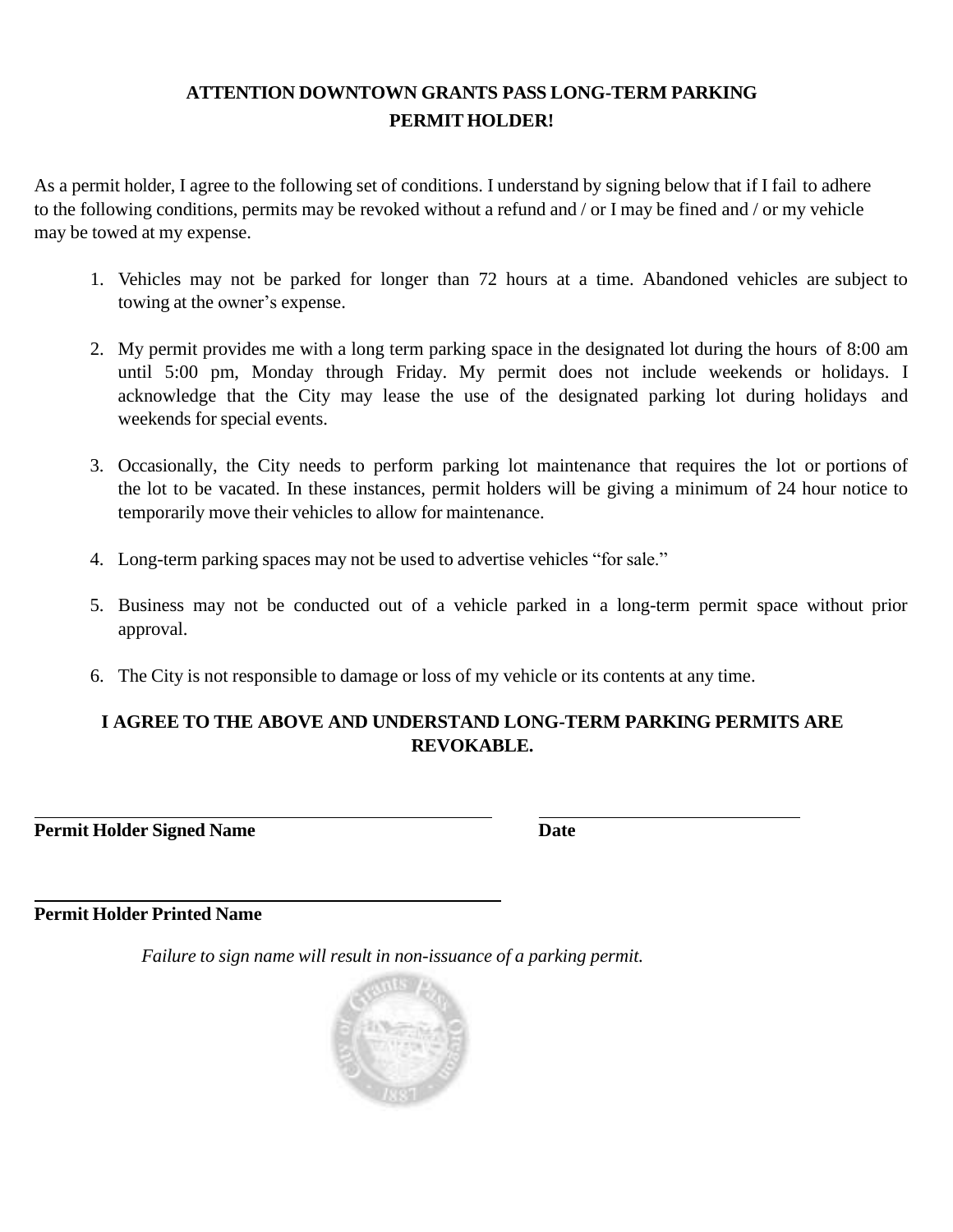**ATTENTION DOWNTOWN GRANTS PASS LONG-TERM PARKING PERMIT HOLDER!**

As a permit holder, I agree to the following set of conditions. I understand by signing below that if I fail to adhere to the following conditions, permits may be revoked without a refund and / or I may be fined and / or my vehicle may be towed at my expense.

1. Vehicles may not be parked for longer than 72 hours at a time. Abandoned vehicles are subject to towing at the owner's expense.

2. My permit provides me with a long term parking space in the designated lot during the hours of 8:00 am until 5:00 pm, Monday through Friday. My permit does not include weekends or holidays. I acknowledge that the City may lease the use of the designated parking lot during holidays and weekends for special events.

3. Occasionally, the City needs to perform parking lot maintenance that requires the lot or portions of the lot to be vacated. In these instances, permit holders will be giving a minimum of 24 hour notice to temporarily move their vehicles to allow for maintenance.

4. Long-term parking spaces may not be used to advertise vehicles "for sale."

5. Business may not be conducted out of a vehicle parked in a long-term permit space without prior approval.

6. The City is not responsible to damage or loss of my vehicle or its contents at any time.

**I AGREE TO THE ABOVE AND UNDERSTAND LONG-TERM PARKING PERMITS ARE REVOKABLE.**

\_\_\_\_\_\_\_\_\_\_\_\_\_\_\_\_\_\_\_\_\_\_\_\_\_\_\_\_\_\_\_\_\_\_\_\_\_\_\_\_ \_\_\_\_\_\_\_\_\_\_\_\_\_\_\_\_\_\_\_\_\_\_\_\_\_
**Permit Holder Signed Name** **Date**

\_\_\_\_\_\_\_\_\_\_\_\_\_\_\_\_\_\_\_\_\_\_\_\_\_\_\_\_\_\_\_\_\_\_\_\_\_\_\_\_
**Permit Holder Printed Name**

*Failure to sign name will result in non-issuance of a parking permit.*